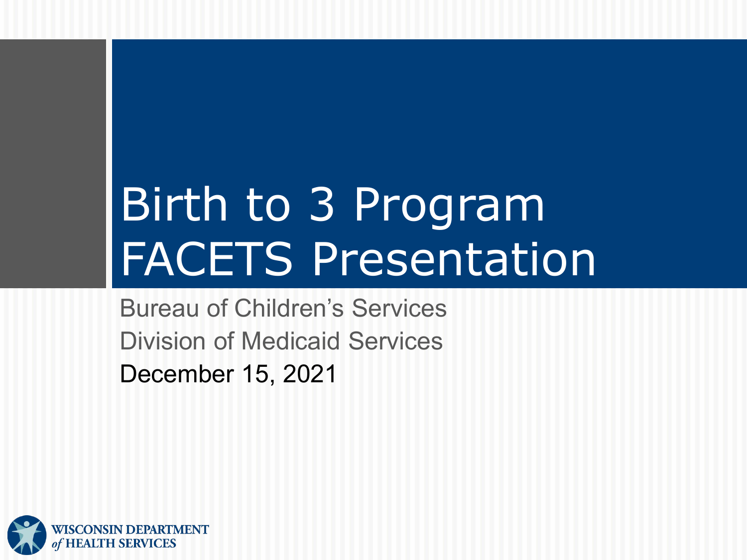# Birth to 3 Program FACETS Presentation

Bureau of Children's Services

Division of Medicaid Services

December 15, 2021

WISCONSIN DEPARTMENT *of* HEALTH SERVICES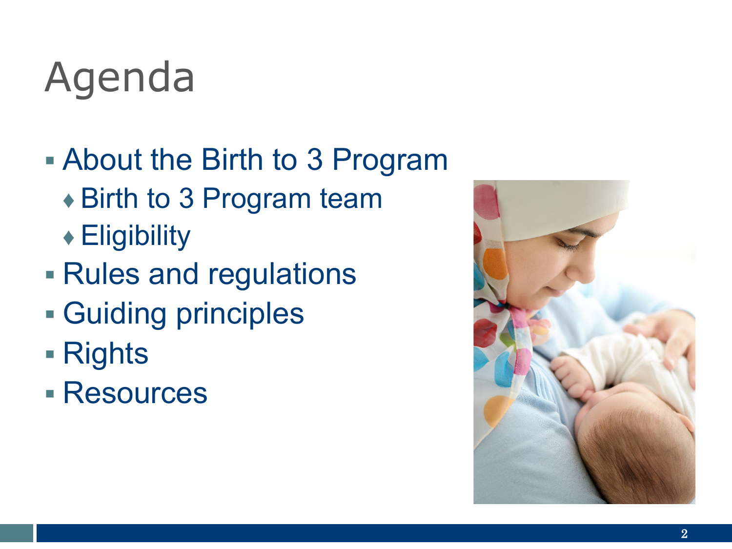# Agenda

- About the Birth to 3 Program
  - Birth to 3 Program team
  - Eligibility
- Rules and regulations
- Guiding principles
- Rights
- Resources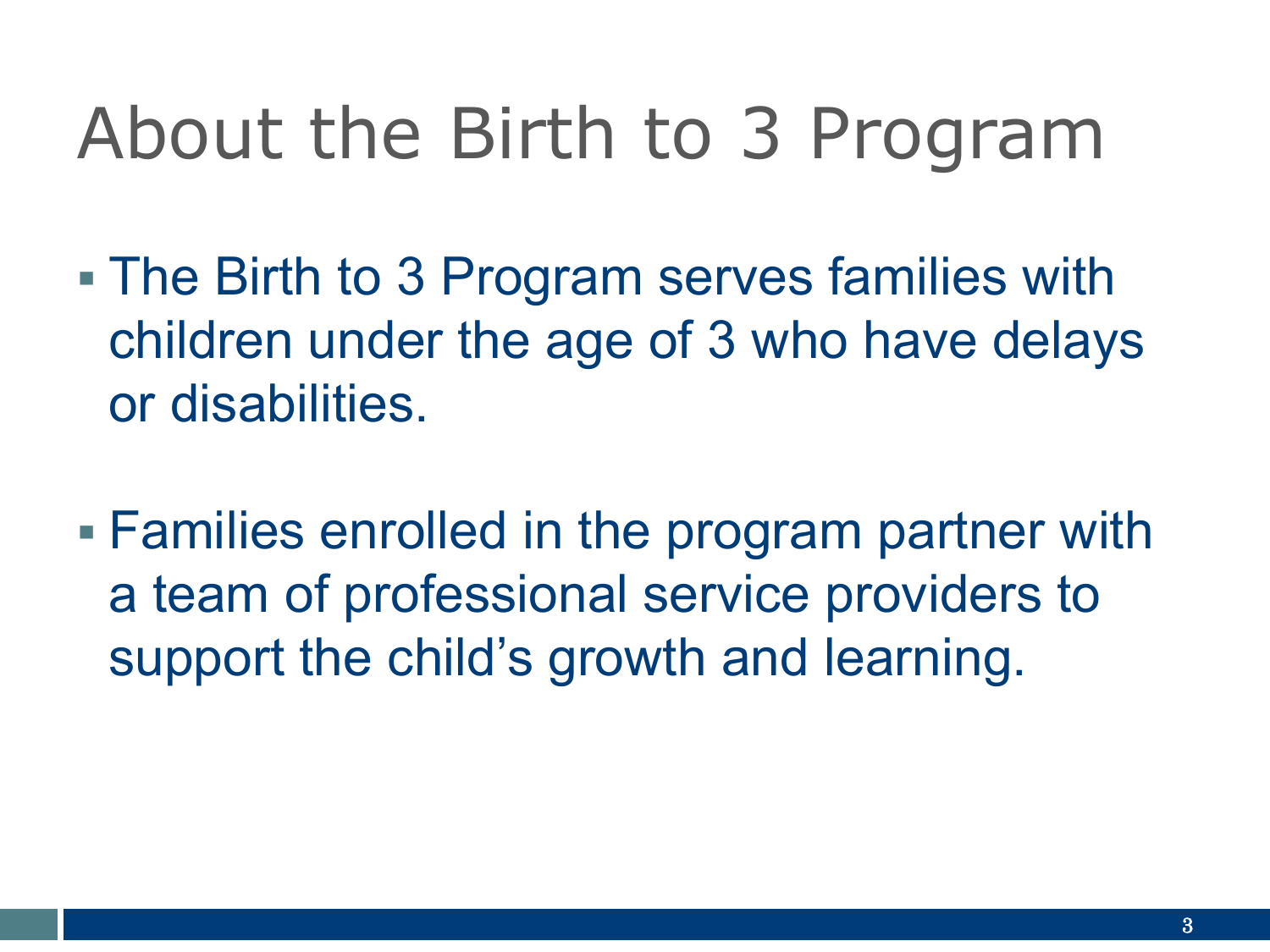# About the Birth to 3 Program

- The Birth to 3 Program serves families with children under the age of 3 who have delays or disabilities.

- Families enrolled in the program partner with a team of professional service providers to support the child's growth and learning.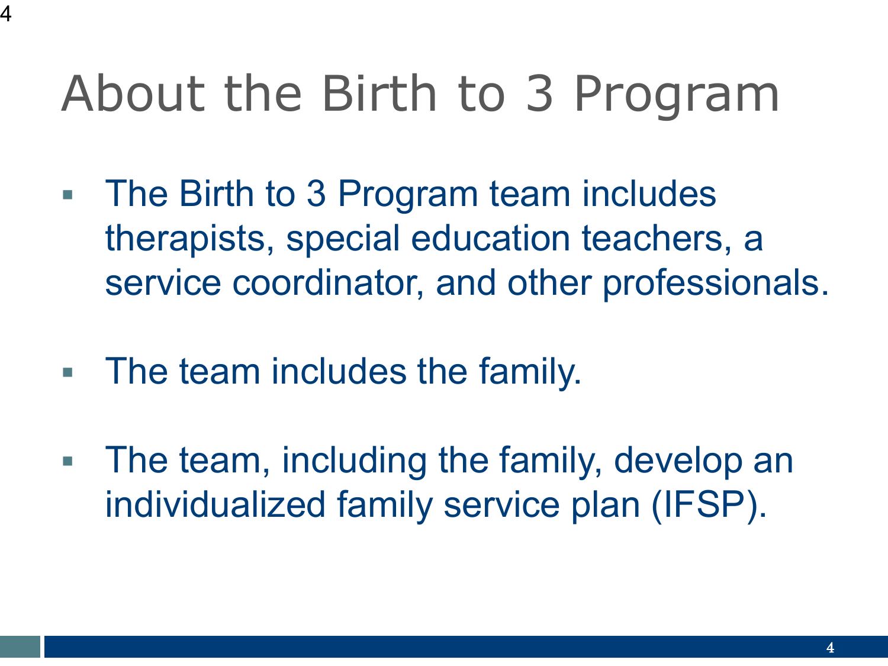# About the Birth to 3 Program

- The Birth to 3 Program team includes therapists, special education teachers, a service coordinator, and other professionals.
- The team includes the family.
- The team, including the family, develop an individualized family service plan (IFSP).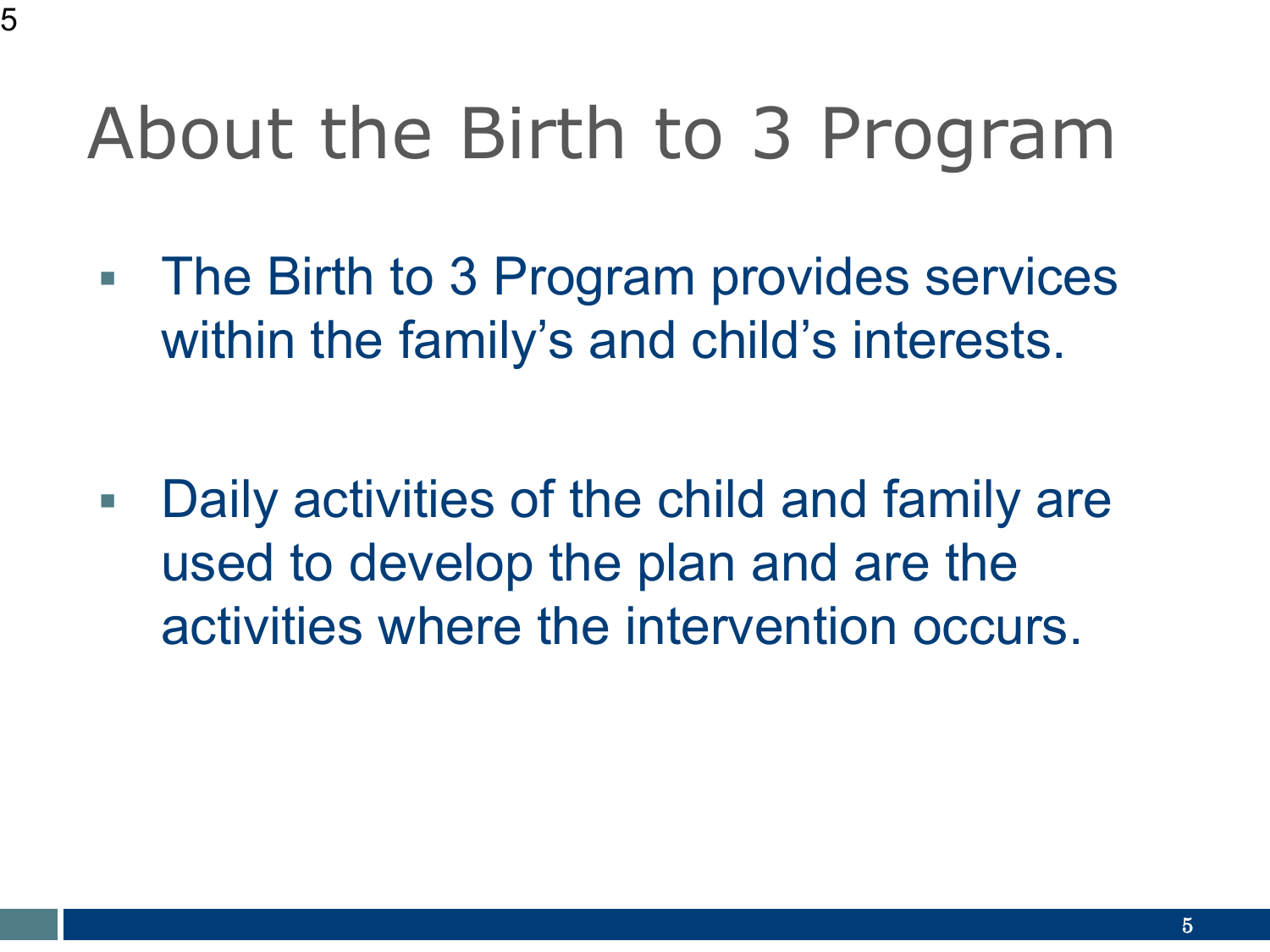# About the Birth to 3 Program

- The Birth to 3 Program provides services within the family's and child's interests.

- Daily activities of the child and family are used to develop the plan and are the activities where the intervention occurs.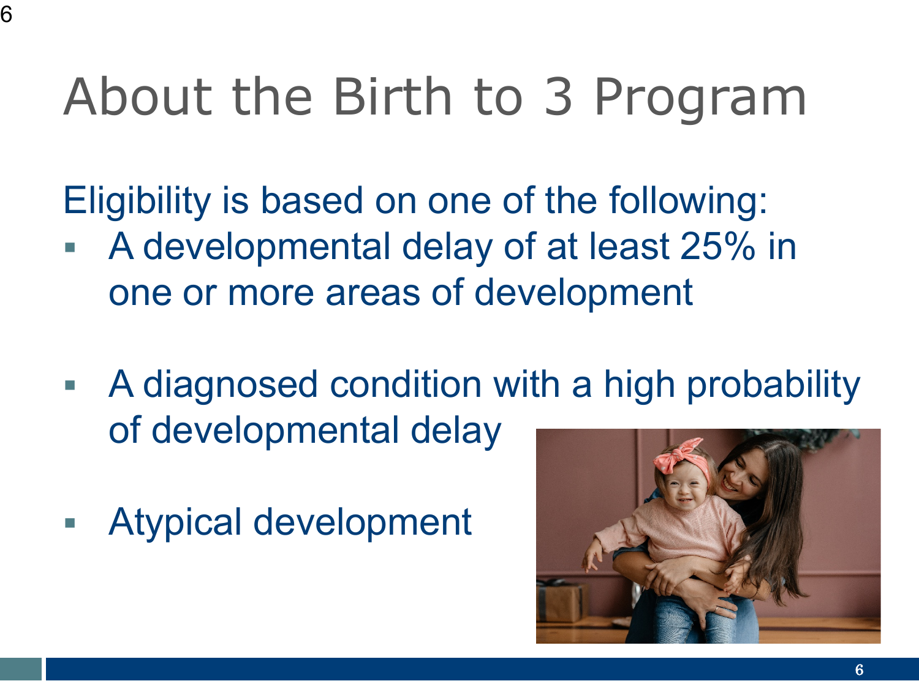# About the Birth to 3 Program

Eligibility is based on one of the following:

- A developmental delay of at least 25% in one or more areas of development
- A diagnosed condition with a high probability of developmental delay
- Atypical development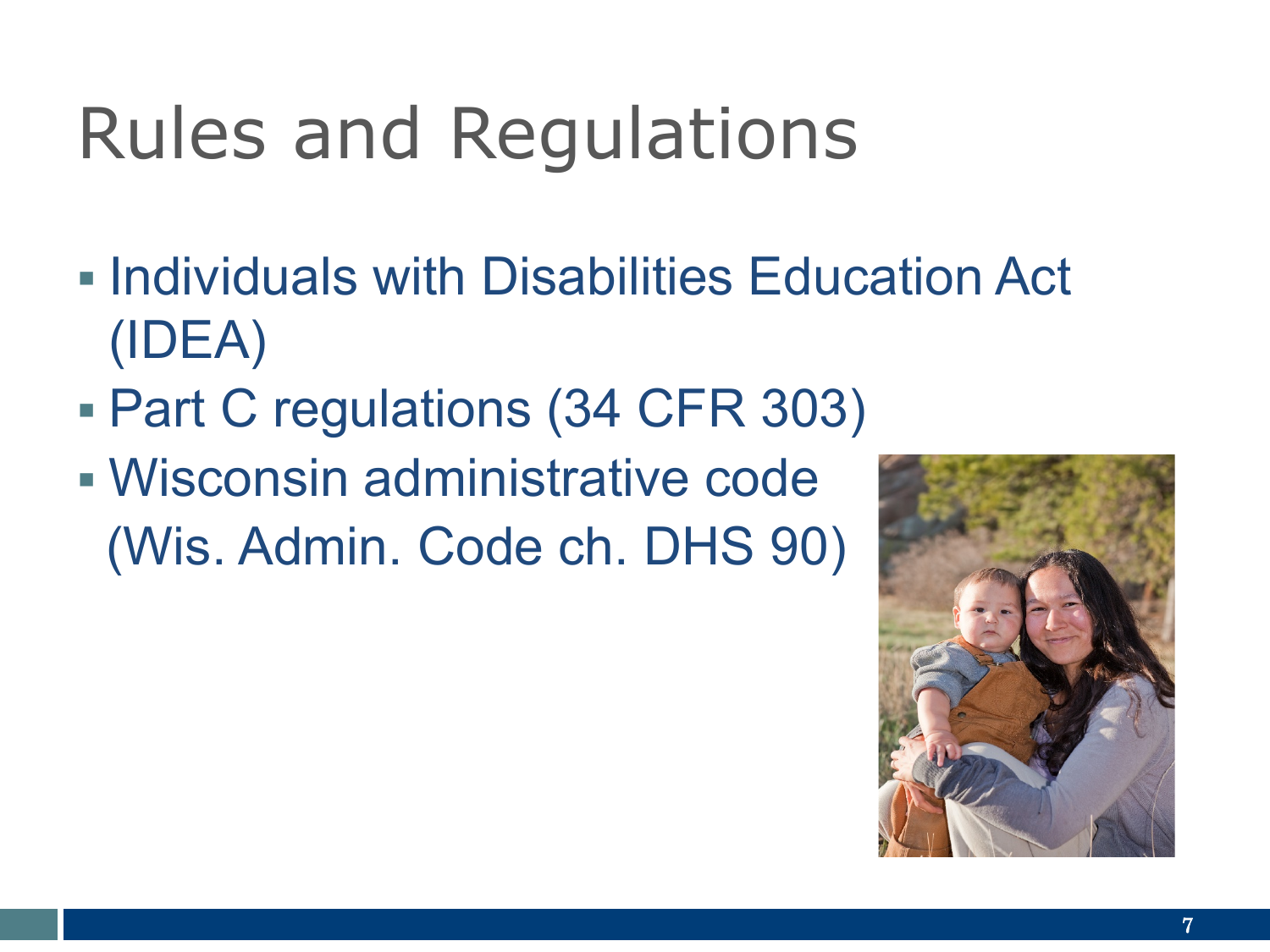# Rules and Regulations

- Individuals with Disabilities Education Act (IDEA)
- Part C regulations (34 CFR 303)
- Wisconsin administrative code (Wis. Admin. Code ch. DHS 90)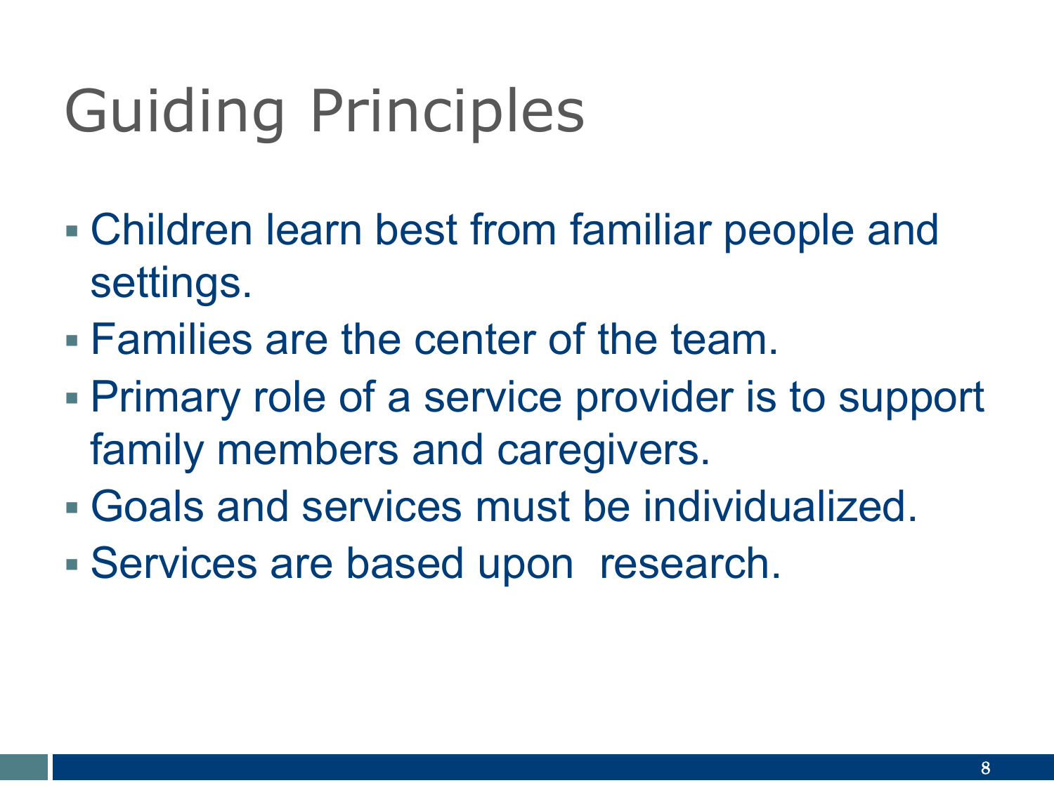# Guiding Principles

- Children learn best from familiar people and settings.
- Families are the center of the team.
- Primary role of a service provider is to support family members and caregivers.
- Goals and services must be individualized.
- Services are based upon research.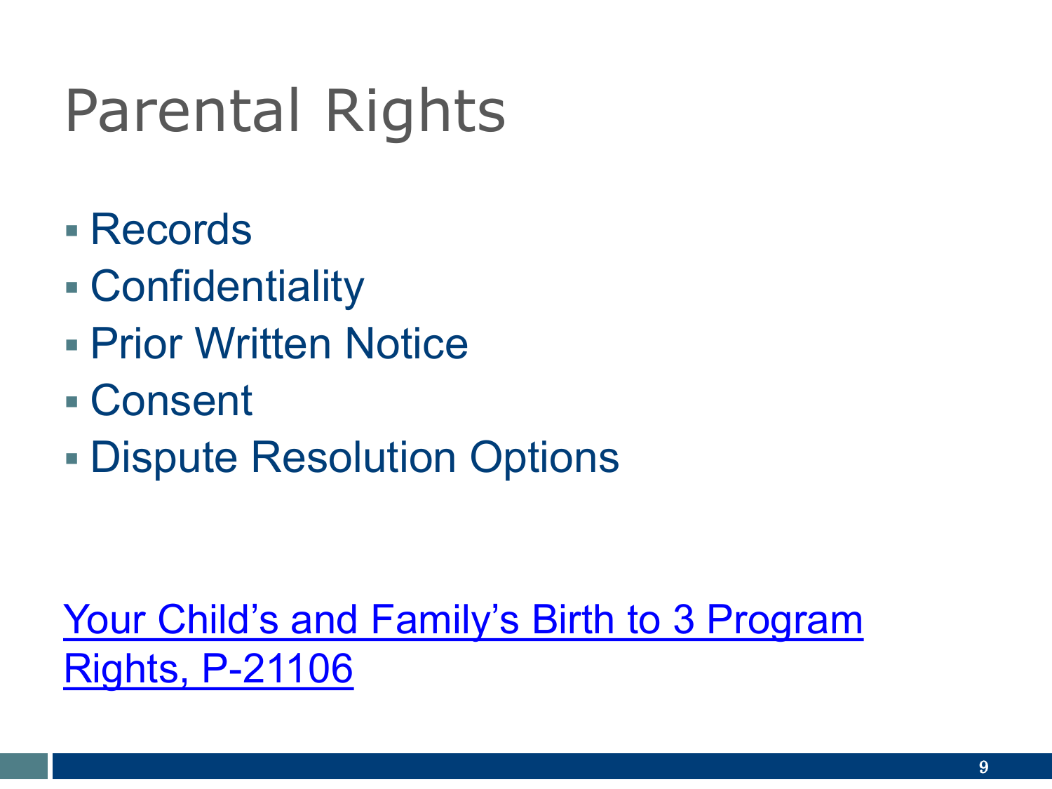# Parental Rights

- Records
- Confidentiality
- Prior Written Notice
- Consent
- Dispute Resolution Options

Your Child's and Family's Birth to 3 Program Rights, P-21106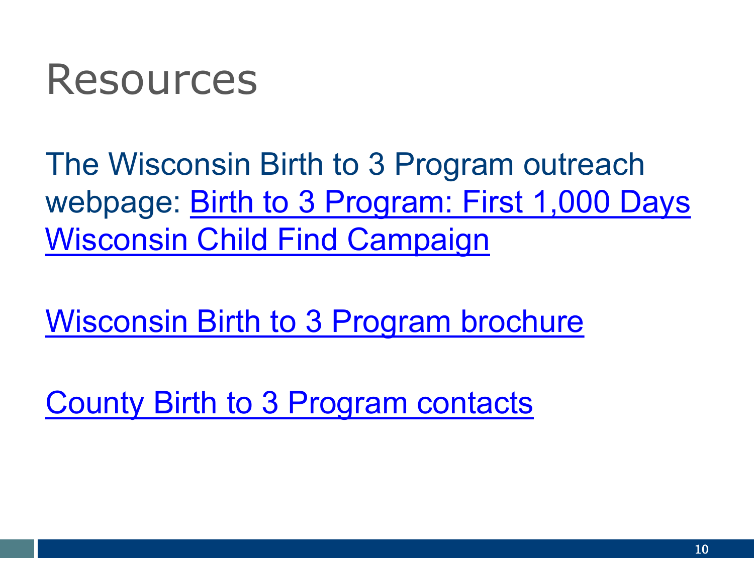# Resources

The Wisconsin Birth to 3 Program outreach webpage: Birth to 3 Program: First 1,000 Days Wisconsin Child Find Campaign

Wisconsin Birth to 3 Program brochure

County Birth to 3 Program contacts